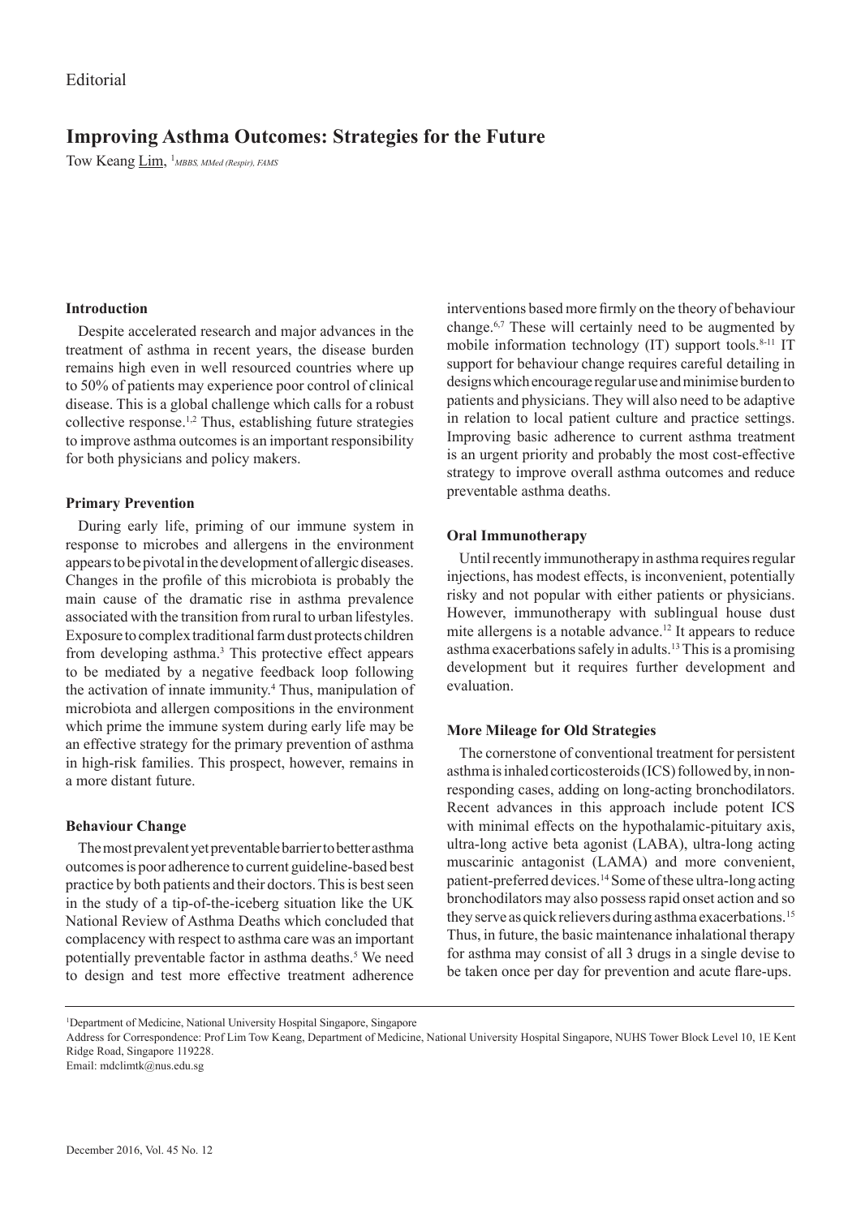Editorial

# Improving Asthma Outcomes: Strategies for the Future

Tow Keang Lim, [1] *MBBS, MMed (Respir), FAMS*

## Introduction

Despite accelerated research and major advances in the treatment of asthma in recent years, the disease burden remains high even in well resourced countries where up to 50% of patients may experience poor control of clinical disease. This is a global challenge which calls for a robust collective response.[1,2] Thus, establishing future strategies to improve asthma outcomes is an important responsibility for both physicians and policy makers.

## Primary Prevention

During early life, priming of our immune system in response to microbes and allergens in the environment appears to be pivotal in the development of allergic diseases. Changes in the profile of this microbiota is probably the main cause of the dramatic rise in asthma prevalence associated with the transition from rural to urban lifestyles. Exposure to complex traditional farm dust protects children from developing asthma.[3] This protective effect appears to be mediated by a negative feedback loop following the activation of innate immunity.[4] Thus, manipulation of microbiota and allergen compositions in the environment which prime the immune system during early life may be an effective strategy for the primary prevention of asthma in high-risk families. This prospect, however, remains in a more distant future.

## Behaviour Change

The most prevalent yet preventable barrier to better asthma outcomes is poor adherence to current guideline-based best practice by both patients and their doctors. This is best seen in the study of a tip-of-the-iceberg situation like the UK National Review of Asthma Deaths which concluded that complacency with respect to asthma care was an important potentially preventable factor in asthma deaths.[5] We need to design and test more effective treatment adherence interventions based more firmly on the theory of behaviour change.[6,7] These will certainly need to be augmented by mobile information technology (IT) support tools.[8-11] IT support for behaviour change requires careful detailing in designs which encourage regular use and minimise burden to patients and physicians. They will also need to be adaptive in relation to local patient culture and practice settings. Improving basic adherence to current asthma treatment is an urgent priority and probably the most cost-effective strategy to improve overall asthma outcomes and reduce preventable asthma deaths.

## Oral Immunotherapy

Until recently immunotherapy in asthma requires regular injections, has modest effects, is inconvenient, potentially risky and not popular with either patients or physicians. However, immunotherapy with sublingual house dust mite allergens is a notable advance.[12] It appears to reduce asthma exacerbations safely in adults.[13] This is a promising development but it requires further development and evaluation.

## More Mileage for Old Strategies

The cornerstone of conventional treatment for persistent asthma is inhaled corticosteroids (ICS) followed by, in non-responding cases, adding on long-acting bronchodilators. Recent advances in this approach include potent ICS with minimal effects on the hypothalamic-pituitary axis, ultra-long active beta agonist (LABA), ultra-long acting muscarinic antagonist (LAMA) and more convenient, patient-preferred devices.[14] Some of these ultra-long acting bronchodilators may also possess rapid onset action and so they serve as quick relievers during asthma exacerbations.[15] Thus, in future, the basic maintenance inhalational therapy for asthma may consist of all 3 drugs in a single devise to be taken once per day for prevention and acute flare-ups.

---

[1] Department of Medicine, National University Hospital Singapore, Singapore

Address for Correspondence: Prof Lim Tow Keang, Department of Medicine, National University Hospital Singapore, NUHS Tower Block Level 10, 1E Kent Ridge Road, Singapore 119228.

Email: mdclimtk@nus.edu.sg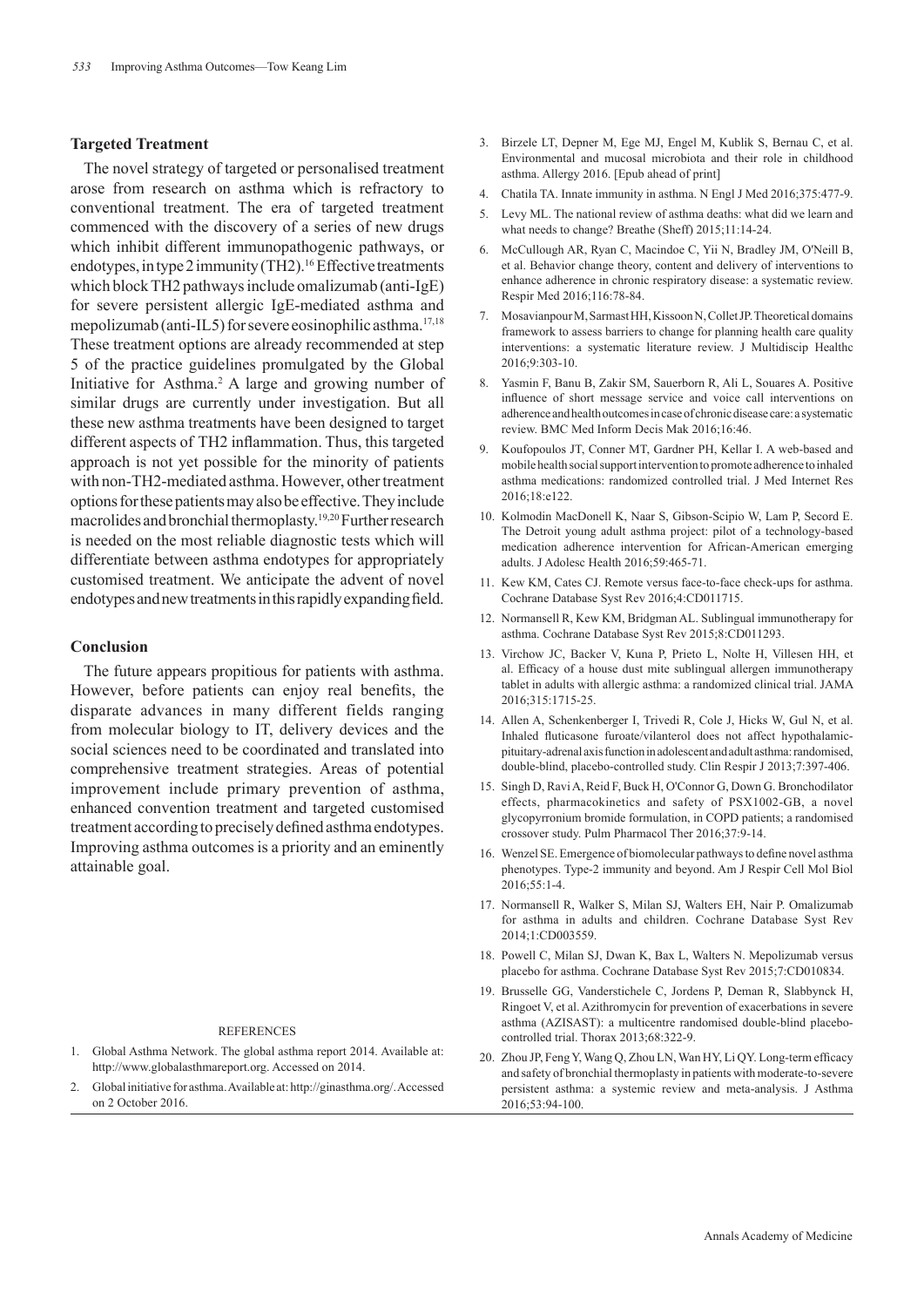### Targeted Treatment

The novel strategy of targeted or personalised treatment arose from research on asthma which is refractory to conventional treatment. The era of targeted treatment commenced with the discovery of a series of new drugs which inhibit different immunopathogenic pathways, or endotypes, in type 2 immunity (TH2).[16] Effective treatments which block TH2 pathways include omalizumab (anti-IgE) for severe persistent allergic IgE-mediated asthma and mepolizumab (anti-IL5) for severe eosinophilic asthma.[17,18] These treatment options are already recommended at step 5 of the practice guidelines promulgated by the Global Initiative for Asthma.[2] A large and growing number of similar drugs are currently under investigation. But all these new asthma treatments have been designed to target different aspects of TH2 inflammation. Thus, this targeted approach is not yet possible for the minority of patients with non-TH2-mediated asthma. However, other treatment options for these patients may also be effective. They include macrolides and bronchial thermoplasty.[19,20] Further research is needed on the most reliable diagnostic tests which will differentiate between asthma endotypes for appropriately customised treatment. We anticipate the advent of novel endotypes and new treatments in this rapidly expanding field.

### Conclusion

The future appears propitious for patients with asthma. However, before patients can enjoy real benefits, the disparate advances in many different fields ranging from molecular biology to IT, delivery devices and the social sciences need to be coordinated and translated into comprehensive treatment strategies. Areas of potential improvement include primary prevention of asthma, enhanced convention treatment and targeted customised treatment according to precisely defined asthma endotypes. Improving asthma outcomes is a priority and an eminently attainable goal.

#### REFERENCES

1. Global Asthma Network. The global asthma report 2014. Available at: http://www.globalasthmareport.org. Accessed on 2014.
2. Global initiative for asthma. Available at: http://ginasthma.org/. Accessed on 2 October 2016.
3. Birzele LT, Depner M, Ege MJ, Engel M, Kublik S, Bernau C, et al. Environmental and mucosal microbiota and their role in childhood asthma. Allergy 2016. [Epub ahead of print]
4. Chatila TA. Innate immunity in asthma. N Engl J Med 2016;375:477-9.
5. Levy ML. The national review of asthma deaths: what did we learn and what needs to change? Breathe (Sheff) 2015;11:14-24.
6. McCullough AR, Ryan C, Macindoe C, Yii N, Bradley JM, O'Neill B, et al. Behavior change theory, content and delivery of interventions to enhance adherence in chronic respiratory disease: a systematic review. Respir Med 2016;116:78-84.
7. Mosavianpour M, Sarmast HH, Kissoon N, Collet JP. Theoretical domains framework to assess barriers to change for planning health care quality interventions: a systematic literature review. J Multidiscip Healthc 2016;9:303-10.
8. Yasmin F, Banu B, Zakir SM, Sauerborn R, Ali L, Souares A. Positive influence of short message service and voice call interventions on adherence and health outcomes in case of chronic disease care: a systematic review. BMC Med Inform Decis Mak 2016;16:46.
9. Koufopoulos JT, Conner MT, Gardner PH, Kellar I. A web-based and mobile health social support intervention to promote adherence to inhaled asthma medications: randomized controlled trial. J Med Internet Res 2016;18:e122.
10. Kolmodin MacDonell K, Naar S, Gibson-Scipio W, Lam P, Secord E. The Detroit young adult asthma project: pilot of a technology-based medication adherence intervention for African-American emerging adults. J Adolesc Health 2016;59:465-71.
11. Kew KM, Cates CJ. Remote versus face-to-face check-ups for asthma. Cochrane Database Syst Rev 2016;4:CD011715.
12. Normansell R, Kew KM, Bridgman AL. Sublingual immunotherapy for asthma. Cochrane Database Syst Rev 2015;8:CD011293.
13. Virchow JC, Backer V, Kuna P, Prieto L, Nolte H, Villesen HH, et al. Efficacy of a house dust mite sublingual allergen immunotherapy tablet in adults with allergic asthma: a randomized clinical trial. JAMA 2016;315:1715-25.
14. Allen A, Schenkenberger I, Trivedi R, Cole J, Hicks W, Gul N, et al. Inhaled fluticasone furoate/vilanterol does not affect hypothalamic-pituitary-adrenal axis function in adolescent and adult asthma: randomised, double-blind, placebo-controlled study. Clin Respir J 2013;7:397-406.
15. Singh D, Ravi A, Reid F, Buck H, O'Connor G, Down G. Bronchodilator effects, pharmacokinetics and safety of PSX1002-GB, a novel glycopyrronium bromide formulation, in COPD patients; a randomised crossover study. Pulm Pharmacol Ther 2016;37:9-14.
16. Wenzel SE. Emergence of biomolecular pathways to define novel asthma phenotypes. Type-2 immunity and beyond. Am J Respir Cell Mol Biol 2016;55:1-4.
17. Normansell R, Walker S, Milan SJ, Walters EH, Nair P. Omalizumab for asthma in adults and children. Cochrane Database Syst Rev 2014;1:CD003559.
18. Powell C, Milan SJ, Dwan K, Bax L, Walters N. Mepolizumab versus placebo for asthma. Cochrane Database Syst Rev 2015;7:CD010834.
19. Brusselle GG, Vanderstichele C, Jordens P, Deman R, Slabbynck H, Ringoet V, et al. Azithromycin for prevention of exacerbations in severe asthma (AZISAST): a multicentre randomised double-blind placebo-controlled trial. Thorax 2013;68:322-9.
20. Zhou JP, Feng Y, Wang Q, Zhou LN, Wan HY, Li QY. Long-term efficacy and safety of bronchial thermoplasty in patients with moderate-to-severe persistent asthma: a systemic review and meta-analysis. J Asthma 2016;53:94-100.